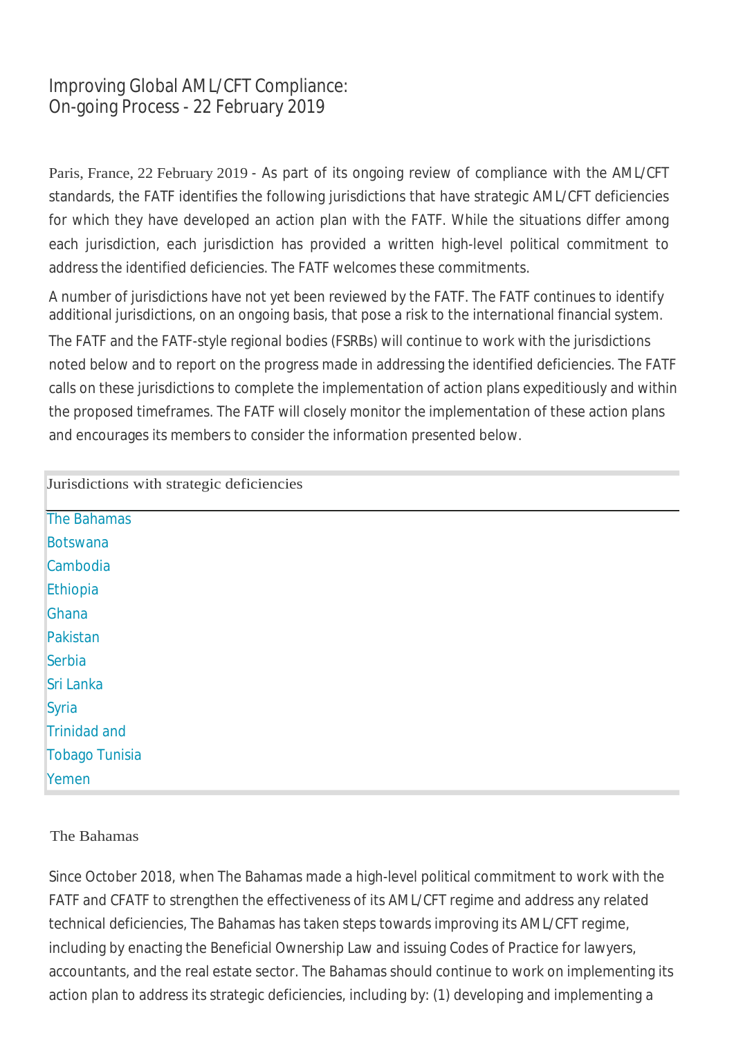# Improving Global AML/CFT Compliance: On-going Process - 22 February 2019

Paris, France, 22 February 2019 - As part of its ongoing review of compliance with the AML/CFT standards, the FATF identifies the following jurisdictions that have strategic AML/CFT deficiencies for which they have developed an action plan with the FATF. While the situations differ among each jurisdiction, each jurisdiction has provided a written high-level political commitment to address the identified deficiencies. The FATF welcomes these commitments.

A number of jurisdictions have not yet been reviewed by the FATF. The FATF continues to identify additional jurisdictions, on an ongoing basis, that pose a risk to the international financial system.

The FATF and the FATF-style regional bodies (FSRBs) will continue to work with the jurisdictions noted below and to report on the progress made in addressing the identified deficiencies. The FATF calls on these jurisdictions to complete the implementation of action plans expeditiously and within the proposed timeframes. The FATF will closely monitor the implementation of these action plans and encourages its members to consider the information presented below.

| Jurisdictions with strategic deficiencies |
|---|
| The Bahamas |
| Botswana |
| Cambodia |
| Ethiopia |
| Ghana |
| Pakistan |
| Serbia |
| Sri Lanka |
| Syria |
| Trinidad and Tobago |
| Tunisia |
| Yemen |

## The Bahamas

Since October 2018, when The Bahamas made a high-level political commitment to work with the FATF and CFATF to strengthen the effectiveness of its AML/CFT regime and address any related technical deficiencies, The Bahamas has taken steps towards improving its AML/CFT regime, including by enacting the Beneficial Ownership Law and issuing Codes of Practice for lawyers, accountants, and the real estate sector. The Bahamas should continue to work on implementing its action plan to address its strategic deficiencies, including by: (1) developing and implementing a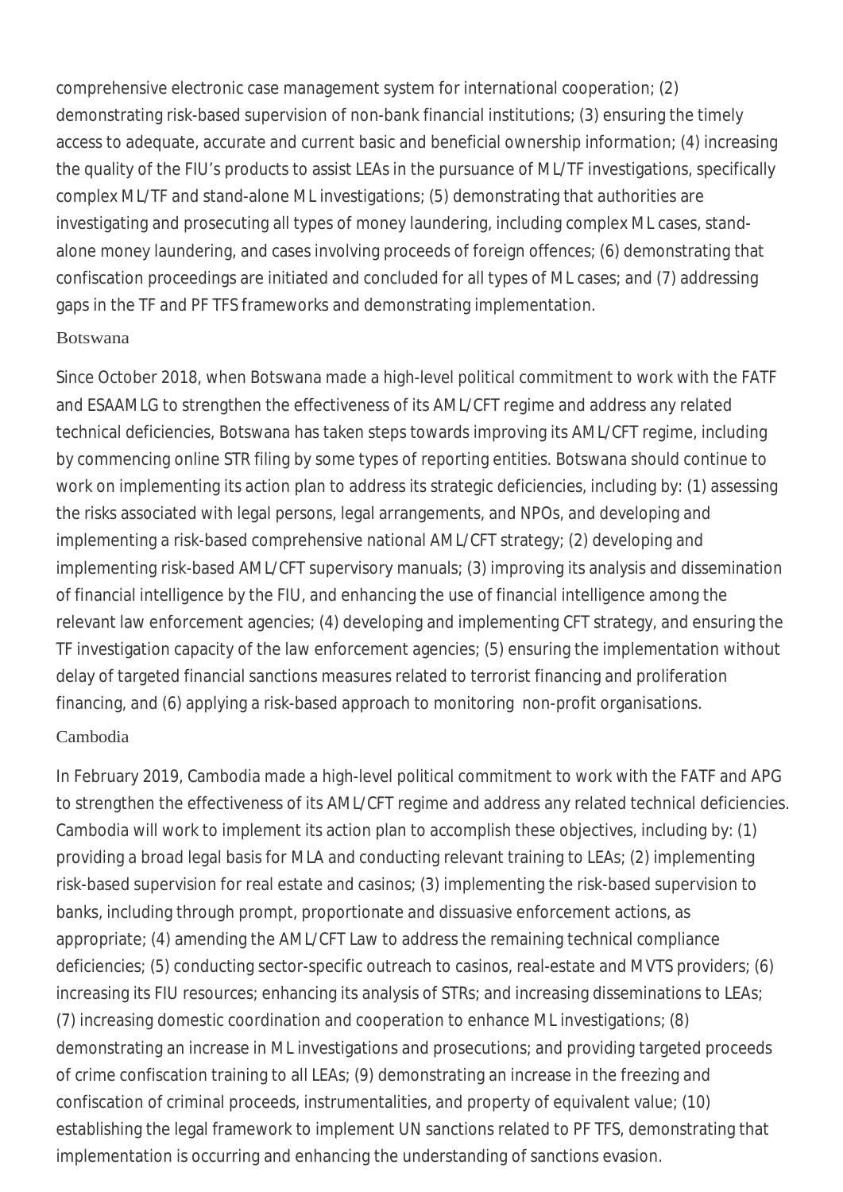comprehensive electronic case management system for international cooperation; (2) demonstrating risk-based supervision of non-bank financial institutions; (3) ensuring the timely access to adequate, accurate and current basic and beneficial ownership information; (4) increasing the quality of the FIU's products to assist LEAs in the pursuance of ML/TF investigations, specifically complex ML/TF and stand-alone ML investigations; (5) demonstrating that authorities are investigating and prosecuting all types of money laundering, including complex ML cases, stand-alone money laundering, and cases involving proceeds of foreign offences; (6) demonstrating that confiscation proceedings are initiated and concluded for all types of ML cases; and (7) addressing gaps in the TF and PF TFS frameworks and demonstrating implementation.

### Botswana

Since October 2018, when Botswana made a high-level political commitment to work with the FATF and ESAAMLG to strengthen the effectiveness of its AML/CFT regime and address any related technical deficiencies, Botswana has taken steps towards improving its AML/CFT regime, including by commencing online STR filing by some types of reporting entities. Botswana should continue to work on implementing its action plan to address its strategic deficiencies, including by: (1) assessing the risks associated with legal persons, legal arrangements, and NPOs, and developing and implementing a risk-based comprehensive national AML/CFT strategy; (2) developing and implementing risk-based AML/CFT supervisory manuals; (3) improving its analysis and dissemination of financial intelligence by the FIU, and enhancing the use of financial intelligence among the relevant law enforcement agencies; (4) developing and implementing CFT strategy, and ensuring the TF investigation capacity of the law enforcement agencies; (5) ensuring the implementation without delay of targeted financial sanctions measures related to terrorist financing and proliferation financing, and (6) applying a risk-based approach to monitoring non-profit organisations.

### Cambodia

In February 2019, Cambodia made a high-level political commitment to work with the FATF and APG to strengthen the effectiveness of its AML/CFT regime and address any related technical deficiencies. Cambodia will work to implement its action plan to accomplish these objectives, including by: (1) providing a broad legal basis for MLA and conducting relevant training to LEAs; (2) implementing risk-based supervision for real estate and casinos; (3) implementing the risk-based supervision to banks, including through prompt, proportionate and dissuasive enforcement actions, as appropriate; (4) amending the AML/CFT Law to address the remaining technical compliance deficiencies; (5) conducting sector-specific outreach to casinos, real-estate and MVTS providers; (6) increasing its FIU resources; enhancing its analysis of STRs; and increasing disseminations to LEAs; (7) increasing domestic coordination and cooperation to enhance ML investigations; (8) demonstrating an increase in ML investigations and prosecutions; and providing targeted proceeds of crime confiscation training to all LEAs; (9) demonstrating an increase in the freezing and confiscation of criminal proceeds, instrumentalities, and property of equivalent value; (10) establishing the legal framework to implement UN sanctions related to PF TFS, demonstrating that implementation is occurring and enhancing the understanding of sanctions evasion.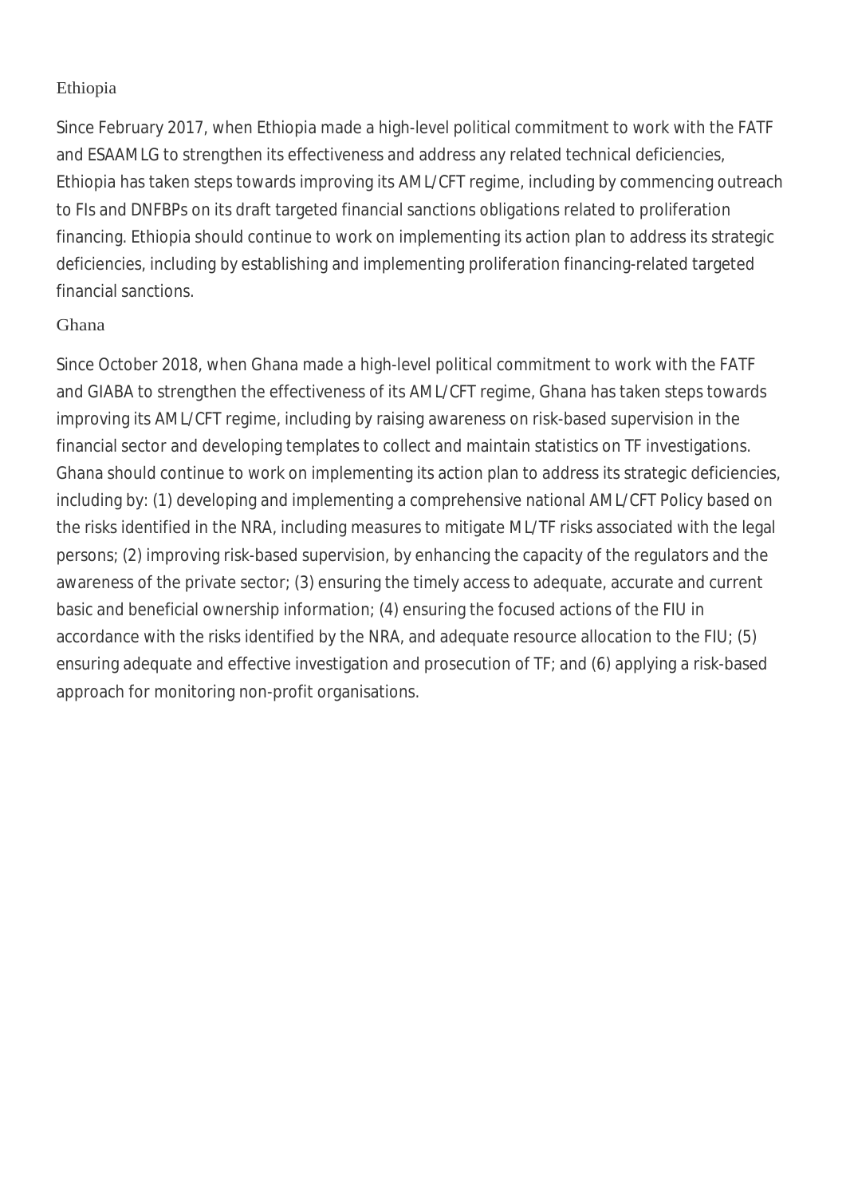### Ethiopia

Since February 2017, when Ethiopia made a high-level political commitment to work with the FATF and ESAAMLG to strengthen its effectiveness and address any related technical deficiencies, Ethiopia has taken steps towards improving its AML/CFT regime, including by commencing outreach to FIs and DNFBPs on its draft targeted financial sanctions obligations related to proliferation financing. Ethiopia should continue to work on implementing its action plan to address its strategic deficiencies, including by establishing and implementing proliferation financing-related targeted financial sanctions.

### Ghana

Since October 2018, when Ghana made a high-level political commitment to work with the FATF and GIABA to strengthen the effectiveness of its AML/CFT regime, Ghana has taken steps towards improving its AML/CFT regime, including by raising awareness on risk-based supervision in the financial sector and developing templates to collect and maintain statistics on TF investigations. Ghana should continue to work on implementing its action plan to address its strategic deficiencies, including by: (1) developing and implementing a comprehensive national AML/CFT Policy based on the risks identified in the NRA, including measures to mitigate ML/TF risks associated with the legal persons; (2) improving risk-based supervision, by enhancing the capacity of the regulators and the awareness of the private sector; (3) ensuring the timely access to adequate, accurate and current basic and beneficial ownership information; (4) ensuring the focused actions of the FIU in accordance with the risks identified by the NRA, and adequate resource allocation to the FIU; (5) ensuring adequate and effective investigation and prosecution of TF; and (6) applying a risk-based approach for monitoring non-profit organisations.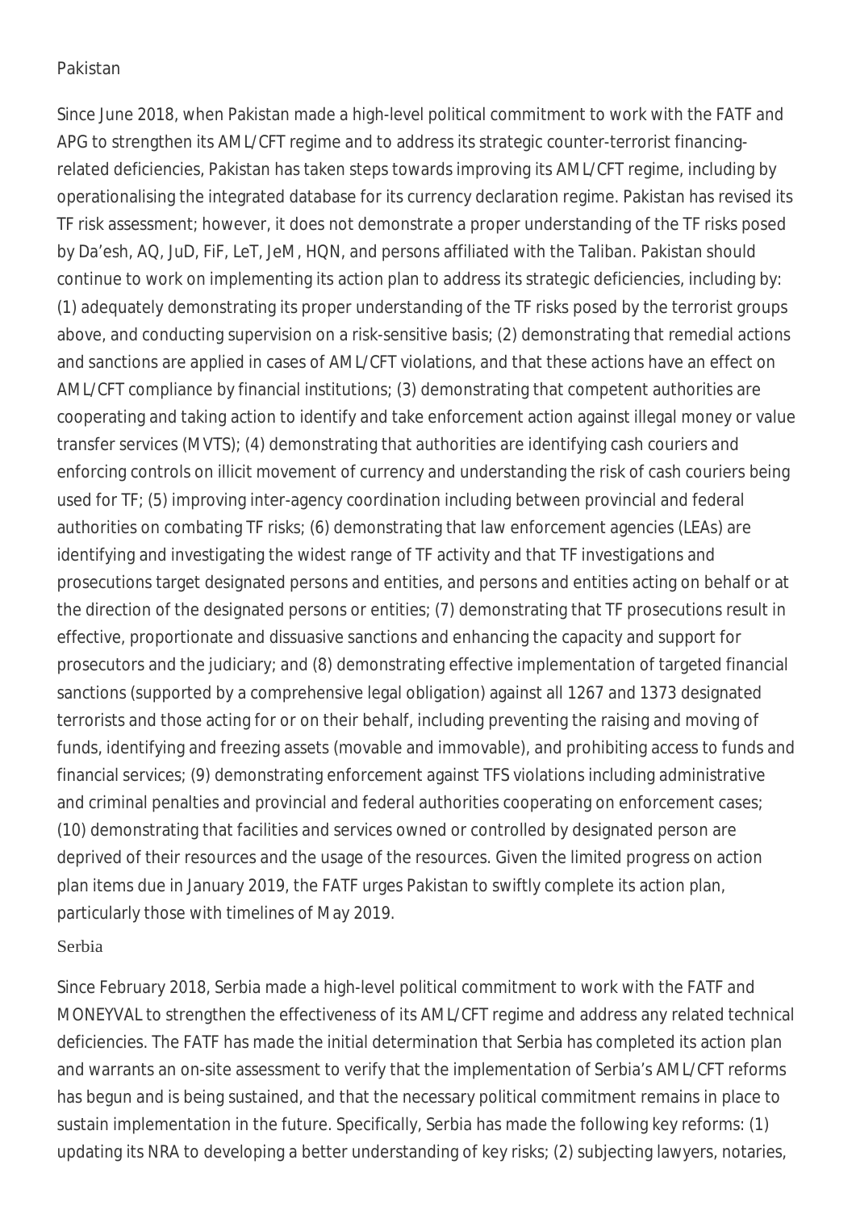## Pakistan

Since June 2018, when Pakistan made a high-level political commitment to work with the FATF and APG to strengthen its AML/CFT regime and to address its strategic counter-terrorist financing-related deficiencies, Pakistan has taken steps towards improving its AML/CFT regime, including by operationalising the integrated database for its currency declaration regime. Pakistan has revised its TF risk assessment; however, it does not demonstrate a proper understanding of the TF risks posed by Da'esh, AQ, JuD, FiF, LeT, JeM, HQN, and persons affiliated with the Taliban. Pakistan should continue to work on implementing its action plan to address its strategic deficiencies, including by: (1) adequately demonstrating its proper understanding of the TF risks posed by the terrorist groups above, and conducting supervision on a risk-sensitive basis; (2) demonstrating that remedial actions and sanctions are applied in cases of AML/CFT violations, and that these actions have an effect on AML/CFT compliance by financial institutions; (3) demonstrating that competent authorities are cooperating and taking action to identify and take enforcement action against illegal money or value transfer services (MVTS); (4) demonstrating that authorities are identifying cash couriers and enforcing controls on illicit movement of currency and understanding the risk of cash couriers being used for TF; (5) improving inter-agency coordination including between provincial and federal authorities on combating TF risks; (6) demonstrating that law enforcement agencies (LEAs) are identifying and investigating the widest range of TF activity and that TF investigations and prosecutions target designated persons and entities, and persons and entities acting on behalf or at the direction of the designated persons or entities; (7) demonstrating that TF prosecutions result in effective, proportionate and dissuasive sanctions and enhancing the capacity and support for prosecutors and the judiciary; and (8) demonstrating effective implementation of targeted financial sanctions (supported by a comprehensive legal obligation) against all 1267 and 1373 designated terrorists and those acting for or on their behalf, including preventing the raising and moving of funds, identifying and freezing assets (movable and immovable), and prohibiting access to funds and financial services; (9) demonstrating enforcement against TFS violations including administrative and criminal penalties and provincial and federal authorities cooperating on enforcement cases; (10) demonstrating that facilities and services owned or controlled by designated person are deprived of their resources and the usage of the resources. Given the limited progress on action plan items due in January 2019, the FATF urges Pakistan to swiftly complete its action plan, particularly those with timelines of May 2019.

## Serbia

Since February 2018, Serbia made a high-level political commitment to work with the FATF and MONEYVAL to strengthen the effectiveness of its AML/CFT regime and address any related technical deficiencies. The FATF has made the initial determination that Serbia has completed its action plan and warrants an on-site assessment to verify that the implementation of Serbia's AML/CFT reforms has begun and is being sustained, and that the necessary political commitment remains in place to sustain implementation in the future. Specifically, Serbia has made the following key reforms: (1) updating its NRA to developing a better understanding of key risks; (2) subjecting lawyers, notaries,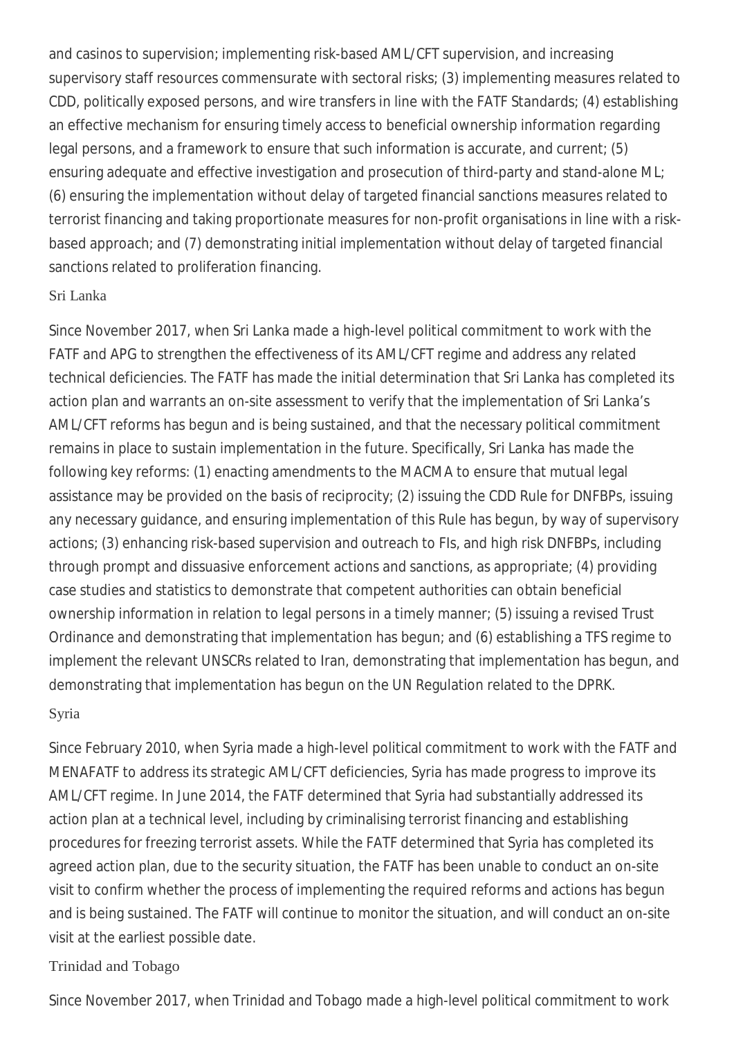and casinos to supervision; implementing risk-based AML/CFT supervision, and increasing supervisory staff resources commensurate with sectoral risks; (3) implementing measures related to CDD, politically exposed persons, and wire transfers in line with the FATF Standards; (4) establishing an effective mechanism for ensuring timely access to beneficial ownership information regarding legal persons, and a framework to ensure that such information is accurate, and current; (5) ensuring adequate and effective investigation and prosecution of third-party and stand-alone ML; (6) ensuring the implementation without delay of targeted financial sanctions measures related to terrorist financing and taking proportionate measures for non-profit organisations in line with a risk-based approach; and (7) demonstrating initial implementation without delay of targeted financial sanctions related to proliferation financing.

### Sri Lanka

Since November 2017, when Sri Lanka made a high-level political commitment to work with the FATF and APG to strengthen the effectiveness of its AML/CFT regime and address any related technical deficiencies. The FATF has made the initial determination that Sri Lanka has completed its action plan and warrants an on-site assessment to verify that the implementation of Sri Lanka's AML/CFT reforms has begun and is being sustained, and that the necessary political commitment remains in place to sustain implementation in the future. Specifically, Sri Lanka has made the following key reforms: (1) enacting amendments to the MACMA to ensure that mutual legal assistance may be provided on the basis of reciprocity; (2) issuing the CDD Rule for DNFBPs, issuing any necessary guidance, and ensuring implementation of this Rule has begun, by way of supervisory actions; (3) enhancing risk-based supervision and outreach to FIs, and high risk DNFBPs, including through prompt and dissuasive enforcement actions and sanctions, as appropriate; (4) providing case studies and statistics to demonstrate that competent authorities can obtain beneficial ownership information in relation to legal persons in a timely manner; (5) issuing a revised Trust Ordinance and demonstrating that implementation has begun; and (6) establishing a TFS regime to implement the relevant UNSCRs related to Iran, demonstrating that implementation has begun, and demonstrating that implementation has begun on the UN Regulation related to the DPRK.

### Syria

Since February 2010, when Syria made a high-level political commitment to work with the FATF and MENAFATF to address its strategic AML/CFT deficiencies, Syria has made progress to improve its AML/CFT regime. In June 2014, the FATF determined that Syria had substantially addressed its action plan at a technical level, including by criminalising terrorist financing and establishing procedures for freezing terrorist assets. While the FATF determined that Syria has completed its agreed action plan, due to the security situation, the FATF has been unable to conduct an on-site visit to confirm whether the process of implementing the required reforms and actions has begun and is being sustained. The FATF will continue to monitor the situation, and will conduct an on-site visit at the earliest possible date.

### Trinidad and Tobago

Since November 2017, when Trinidad and Tobago made a high-level political commitment to work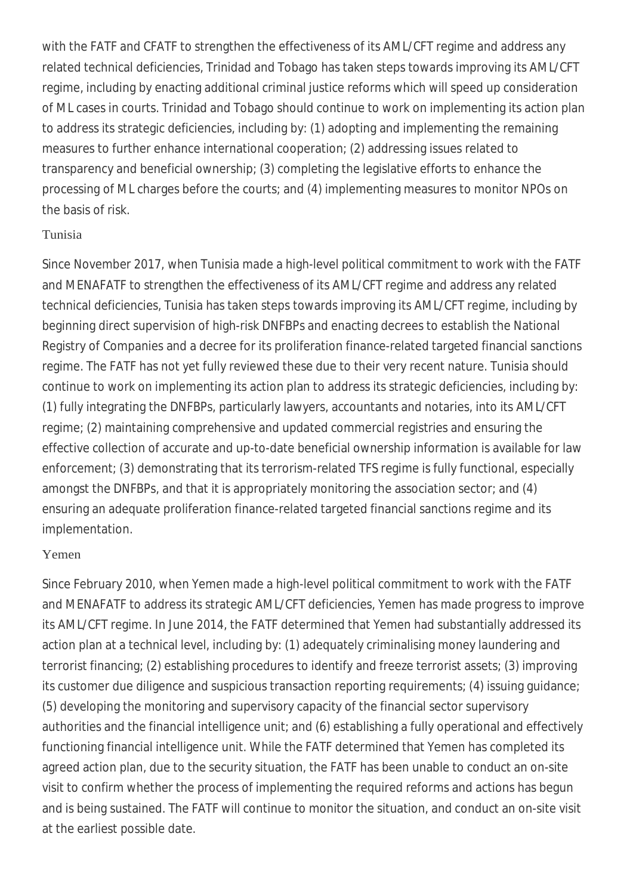with the FATF and CFATF to strengthen the effectiveness of its AML/CFT regime and address any related technical deficiencies, Trinidad and Tobago has taken steps towards improving its AML/CFT regime, including by enacting additional criminal justice reforms which will speed up consideration of ML cases in courts. Trinidad and Tobago should continue to work on implementing its action plan to address its strategic deficiencies, including by: (1) adopting and implementing the remaining measures to further enhance international cooperation; (2) addressing issues related to transparency and beneficial ownership; (3) completing the legislative efforts to enhance the processing of ML charges before the courts; and (4) implementing measures to monitor NPOs on the basis of risk.

### Tunisia

Since November 2017, when Tunisia made a high-level political commitment to work with the FATF and MENAFATF to strengthen the effectiveness of its AML/CFT regime and address any related technical deficiencies, Tunisia has taken steps towards improving its AML/CFT regime, including by beginning direct supervision of high-risk DNFBPs and enacting decrees to establish the National Registry of Companies and a decree for its proliferation finance-related targeted financial sanctions regime. The FATF has not yet fully reviewed these due to their very recent nature. Tunisia should continue to work on implementing its action plan to address its strategic deficiencies, including by: (1) fully integrating the DNFBPs, particularly lawyers, accountants and notaries, into its AML/CFT regime; (2) maintaining comprehensive and updated commercial registries and ensuring the effective collection of accurate and up-to-date beneficial ownership information is available for law enforcement; (3) demonstrating that its terrorism-related TFS regime is fully functional, especially amongst the DNFBPs, and that it is appropriately monitoring the association sector; and (4) ensuring an adequate proliferation finance-related targeted financial sanctions regime and its implementation.

### Yemen

Since February 2010, when Yemen made a high-level political commitment to work with the FATF and MENAFATF to address its strategic AML/CFT deficiencies, Yemen has made progress to improve its AML/CFT regime. In June 2014, the FATF determined that Yemen had substantially addressed its action plan at a technical level, including by: (1) adequately criminalising money laundering and terrorist financing; (2) establishing procedures to identify and freeze terrorist assets; (3) improving its customer due diligence and suspicious transaction reporting requirements; (4) issuing guidance; (5) developing the monitoring and supervisory capacity of the financial sector supervisory authorities and the financial intelligence unit; and (6) establishing a fully operational and effectively functioning financial intelligence unit. While the FATF determined that Yemen has completed its agreed action plan, due to the security situation, the FATF has been unable to conduct an on-site visit to confirm whether the process of implementing the required reforms and actions has begun and is being sustained. The FATF will continue to monitor the situation, and conduct an on-site visit at the earliest possible date.